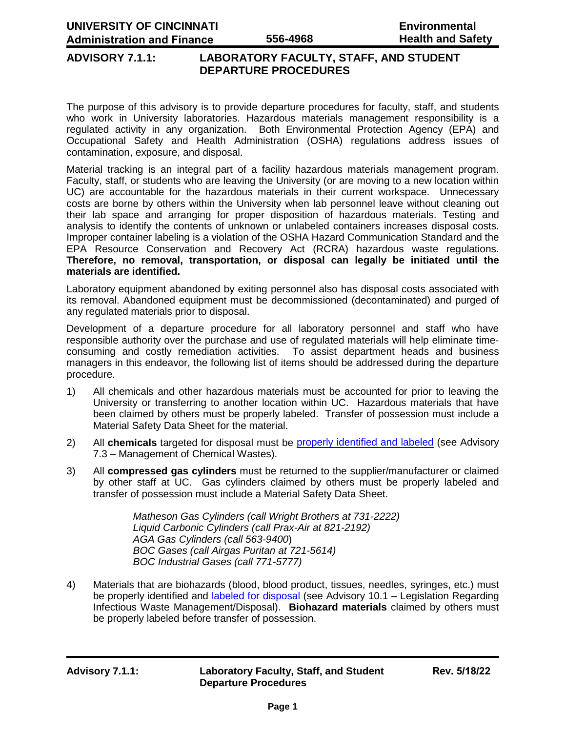# ADVISORY 7.1.1: LABORATORY FACULTY, STAFF, AND STUDENT DEPARTURE PROCEDURES

The purpose of this advisory is to provide departure procedures for faculty, staff, and students who work in University laboratories. Hazardous materials management responsibility is a regulated activity in any organization. Both Environmental Protection Agency (EPA) and Occupational Safety and Health Administration (OSHA) regulations address issues of contamination, exposure, and disposal.

Material tracking is an integral part of a facility hazardous materials management program. Faculty, staff, or students who are leaving the University (or are moving to a new location within UC) are accountable for the hazardous materials in their current workspace. Unnecessary costs are borne by others within the University when lab personnel leave without cleaning out their lab space and arranging for proper disposition of hazardous materials. Testing and analysis to identify the contents of unknown or unlabeled containers increases disposal costs. Improper container labeling is a violation of the OSHA Hazard Communication Standard and the EPA Resource Conservation and Recovery Act (RCRA) hazardous waste regulations. **Therefore, no removal, transportation, or disposal can legally be initiated until the materials are identified.**

Laboratory equipment abandoned by exiting personnel also has disposal costs associated with its removal. Abandoned equipment must be decommissioned (decontaminated) and purged of any regulated materials prior to disposal.

Development of a departure procedure for all laboratory personnel and staff who have responsible authority over the purchase and use of regulated materials will help eliminate time-consuming and costly remediation activities. To assist department heads and business managers in this endeavor, the following list of items should be addressed during the departure procedure.

1) All chemicals and other hazardous materials must be accounted for prior to leaving the University or transferring to another location within UC. Hazardous materials that have been claimed by others must be properly labeled. Transfer of possession must include a Material Safety Data Sheet for the material.

2) All **chemicals** targeted for disposal must be properly identified and labeled (see Advisory 7.3 – Management of Chemical Wastes).

3) All **compressed gas cylinders** must be returned to the supplier/manufacturer or claimed by other staff at UC. Gas cylinders claimed by others must be properly labeled and transfer of possession must include a Material Safety Data Sheet.

   *Matheson Gas Cylinders (call Wright Brothers at 731-2222)*
   *Liquid Carbonic Cylinders (call Prax-Air at 821-2192)*
   *AGA Gas Cylinders (call 563-9400)*
   *BOC Gases (call Airgas Puritan at 721-5614)*
   *BOC Industrial Gases (call 771-5777)*

4) Materials that are biohazards (blood, blood product, tissues, needles, syringes, etc.) must be properly identified and labeled for disposal (see Advisory 10.1 – Legislation Regarding Infectious Waste Management/Disposal). **Biohazard materials** claimed by others must be properly labeled before transfer of possession.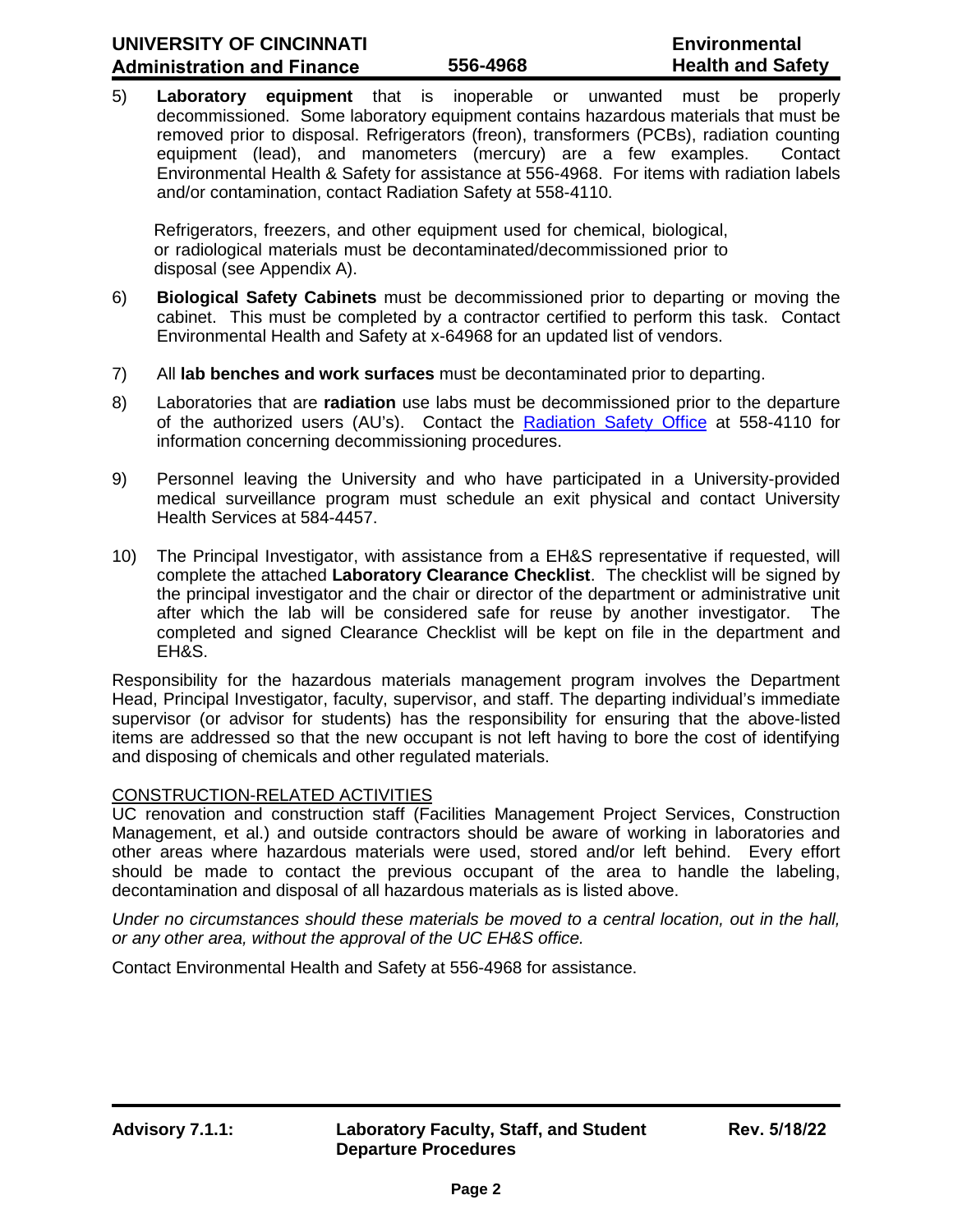5) **Laboratory equipment** that is inoperable or unwanted must be properly decommissioned. Some laboratory equipment contains hazardous materials that must be removed prior to disposal. Refrigerators (freon), transformers (PCBs), radiation counting equipment (lead), and manometers (mercury) are a few examples. Contact Environmental Health & Safety for assistance at 556-4968. For items with radiation labels and/or contamination, contact Radiation Safety at 558-4110.

   Refrigerators, freezers, and other equipment used for chemical, biological, or radiological materials must be decontaminated/decommissioned prior to disposal (see Appendix A).

6) **Biological Safety Cabinets** must be decommissioned prior to departing or moving the cabinet. This must be completed by a contractor certified to perform this task. Contact Environmental Health and Safety at x-64968 for an updated list of vendors.

7) All **lab benches and work surfaces** must be decontaminated prior to departing.

8) Laboratories that are **radiation** use labs must be decommissioned prior to the departure of the authorized users (AU's). Contact the Radiation Safety Office at 558-4110 for information concerning decommissioning procedures.

9) Personnel leaving the University and who have participated in a University-provided medical surveillance program must schedule an exit physical and contact University Health Services at 584-4457.

10) The Principal Investigator, with assistance from a EH&S representative if requested, will complete the attached **Laboratory Clearance Checklist**. The checklist will be signed by the principal investigator and the chair or director of the department or administrative unit after which the lab will be considered safe for reuse by another investigator. The completed and signed Clearance Checklist will be kept on file in the department and EH&S.

Responsibility for the hazardous materials management program involves the Department Head, Principal Investigator, faculty, supervisor, and staff. The departing individual's immediate supervisor (or advisor for students) has the responsibility for ensuring that the above-listed items are addressed so that the new occupant is not left having to bore the cost of identifying and disposing of chemicals and other regulated materials.

## CONSTRUCTION-RELATED ACTIVITIES

UC renovation and construction staff (Facilities Management Project Services, Construction Management, et al.) and outside contractors should be aware of working in laboratories and other areas where hazardous materials were used, stored and/or left behind. Every effort should be made to contact the previous occupant of the area to handle the labeling, decontamination and disposal of all hazardous materials as is listed above.

*Under no circumstances should these materials be moved to a central location, out in the hall, or any other area, without the approval of the UC EH&S office.*

Contact Environmental Health and Safety at 556-4968 for assistance.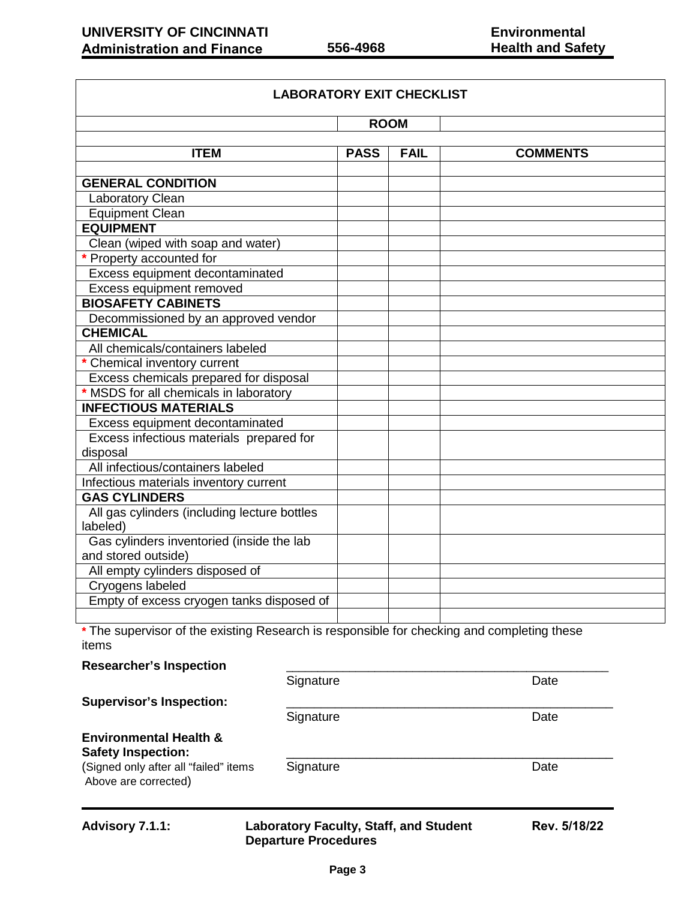## LABORATORY EXIT CHECKLIST

| | ROOM | | |
|---|---|---|---|
| **ITEM** | **PASS** | **FAIL** | **COMMENTS** |
| | | | |
| **GENERAL CONDITION** | | | |
| Laboratory Clean | | | |
| Equipment Clean | | | |
| **EQUIPMENT** | | | |
| Clean (wiped with soap and water) | | | |
| * Property accounted for | | | |
| Excess equipment decontaminated | | | |
| Excess equipment removed | | | |
| **BIOSAFETY CABINETS** | | | |
| Decommissioned by an approved vendor | | | |
| **CHEMICAL** | | | |
| All chemicals/containers labeled | | | |
| * Chemical inventory current | | | |
| Excess chemicals prepared for disposal | | | |
| * MSDS for all chemicals in laboratory | | | |
| **INFECTIOUS MATERIALS** | | | |
| Excess equipment decontaminated | | | |
| Excess infectious materials prepared for disposal | | | |
| All infectious/containers labeled | | | |
| Infectious materials inventory current | | | |
| **GAS CYLINDERS** | | | |
| All gas cylinders (including lecture bottles labeled) | | | |
| Gas cylinders inventoried (inside the lab and stored outside) | | | |
| All empty cylinders disposed of | | | |
| Cryogens labeled | | | |
| Empty of excess cryogen tanks disposed of | | | |
| | | | |

* The supervisor of the existing Research is responsible for checking and completing these items

**Researcher's Inspection** \_\_\_\_\_\_\_\_\_\_\_\_\_\_\_\_\_\_\_\_\_\_\_\_\_\_\_\_\_\_\_\_\_\_\_\_\_\_\_\_\_\_\_\_\_\_
Signature Date

**Supervisor's Inspection:** \_\_\_\_\_\_\_\_\_\_\_\_\_\_\_\_\_\_\_\_\_\_\_\_\_\_\_\_\_\_\_\_\_\_\_\_\_\_\_\_\_\_\_\_\_\_
Signature Date

**Environmental Health & Safety Inspection:**
(Signed only after all "failed" items Above are corrected) \_\_\_\_\_\_\_\_\_\_\_\_\_\_\_\_\_\_\_\_\_\_\_\_\_\_\_\_\_\_\_\_\_\_\_\_\_\_\_\_\_\_\_\_\_\_
Signature Date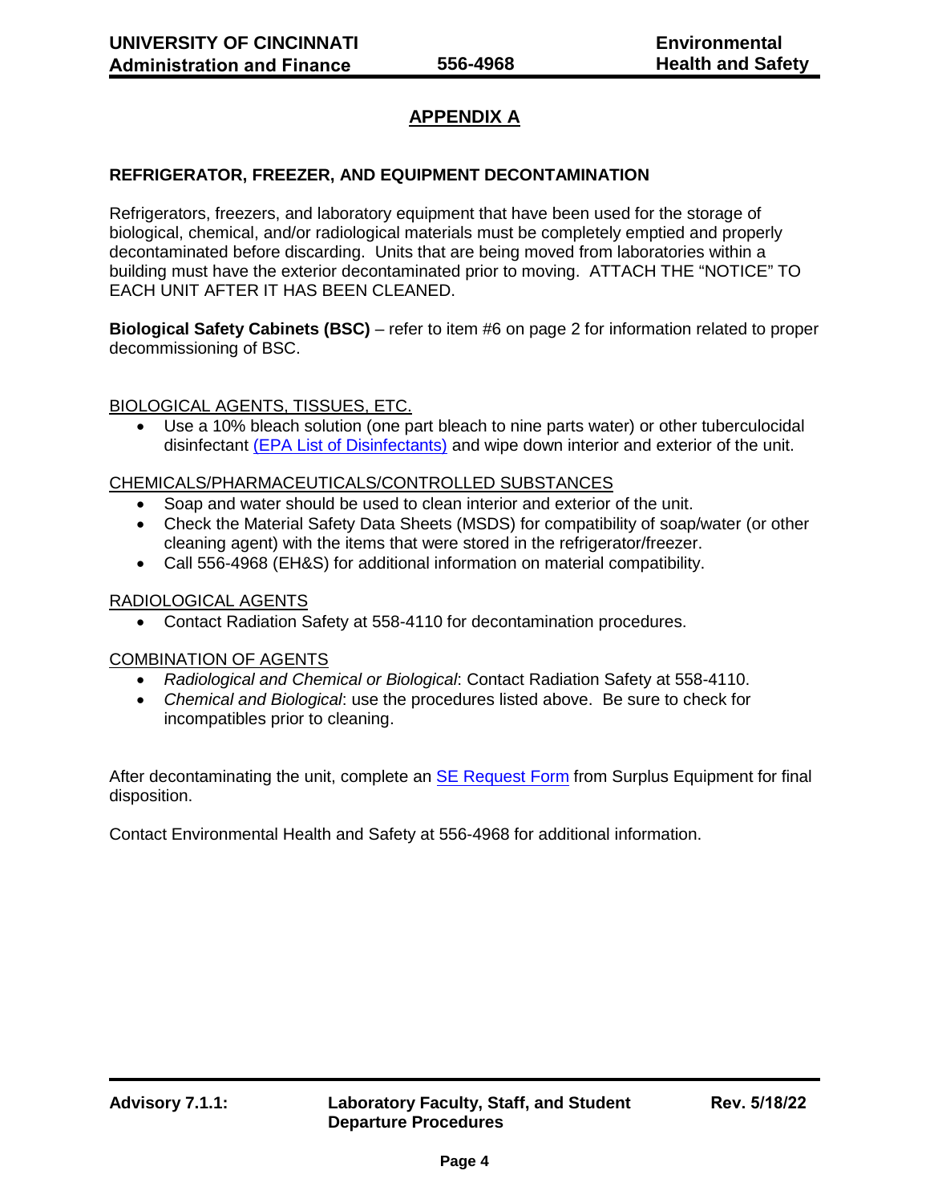# APPENDIX A

## REFRIGERATOR, FREEZER, AND EQUIPMENT DECONTAMINATION

Refrigerators, freezers, and laboratory equipment that have been used for the storage of biological, chemical, and/or radiological materials must be completely emptied and properly decontaminated before discarding. Units that are being moved from laboratories within a building must have the exterior decontaminated prior to moving. ATTACH THE "NOTICE" TO EACH UNIT AFTER IT HAS BEEN CLEANED.

**Biological Safety Cabinets (BSC)** – refer to item #6 on page 2 for information related to proper decommissioning of BSC.

### BIOLOGICAL AGENTS, TISSUES, ETC.

- Use a 10% bleach solution (one part bleach to nine parts water) or other tuberculocidal disinfectant (EPA List of Disinfectants) and wipe down interior and exterior of the unit.

### CHEMICALS/PHARMACEUTICALS/CONTROLLED SUBSTANCES

- Soap and water should be used to clean interior and exterior of the unit.
- Check the Material Safety Data Sheets (MSDS) for compatibility of soap/water (or other cleaning agent) with the items that were stored in the refrigerator/freezer.
- Call 556-4968 (EH&S) for additional information on material compatibility.

### RADIOLOGICAL AGENTS

- Contact Radiation Safety at 558-4110 for decontamination procedures.

### COMBINATION OF AGENTS

- *Radiological and Chemical or Biological*: Contact Radiation Safety at 558-4110.
- *Chemical and Biological*: use the procedures listed above. Be sure to check for incompatibles prior to cleaning.

After decontaminating the unit, complete an SE Request Form from Surplus Equipment for final disposition.

Contact Environmental Health and Safety at 556-4968 for additional information.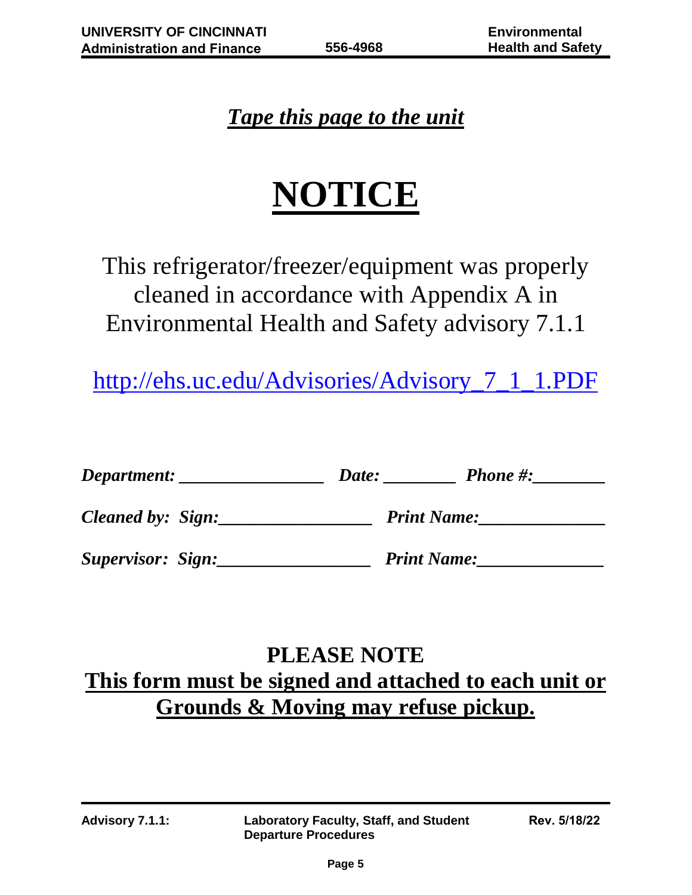***Tape this page to the unit***

# NOTICE

This refrigerator/freezer/equipment was properly cleaned in accordance with Appendix A in Environmental Health and Safety advisory 7.1.1

http://ehs.uc.edu/Advisories/Advisory_7_1_1.PDF

***Department:*** ________________ ***Date:*** ________ ***Phone #:***________

***Cleaned by: Sign:***_________________ ***Print Name:***______________

***Supervisor: Sign:***_________________ ***Print Name:***______________

**PLEASE NOTE**

**This form must be signed and attached to each unit or Grounds & Moving may refuse pickup.**